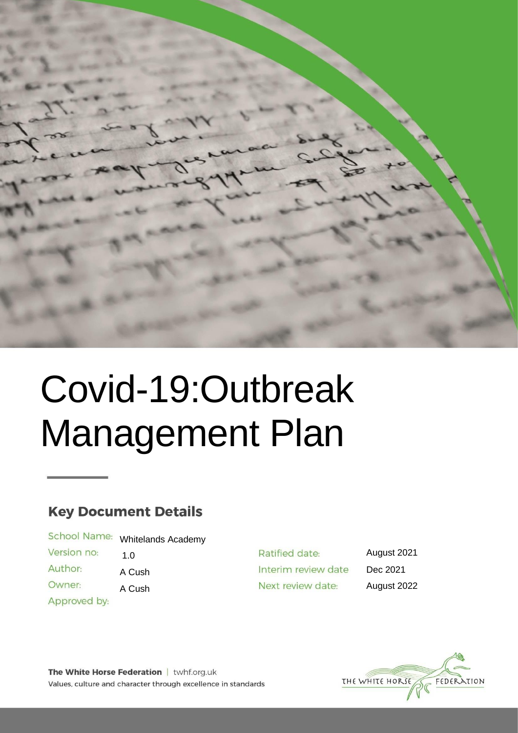# Covid-19:Outbreak Management Plan

## Key Document Details

| | | | |
|---|---|---|---|
| School Name: | Whitelands Academy | | |
| Version no: | 1.0 | Ratified date: | August 2021 |
| Author: | A Cush | Interim review date | Dec 2021 |
| Owner: | A Cush | Next review date: | August 2022 |
| Approved by: | | | |

**The White Horse Federation** | twhf.org.uk

Values, culture and character through excellence in standards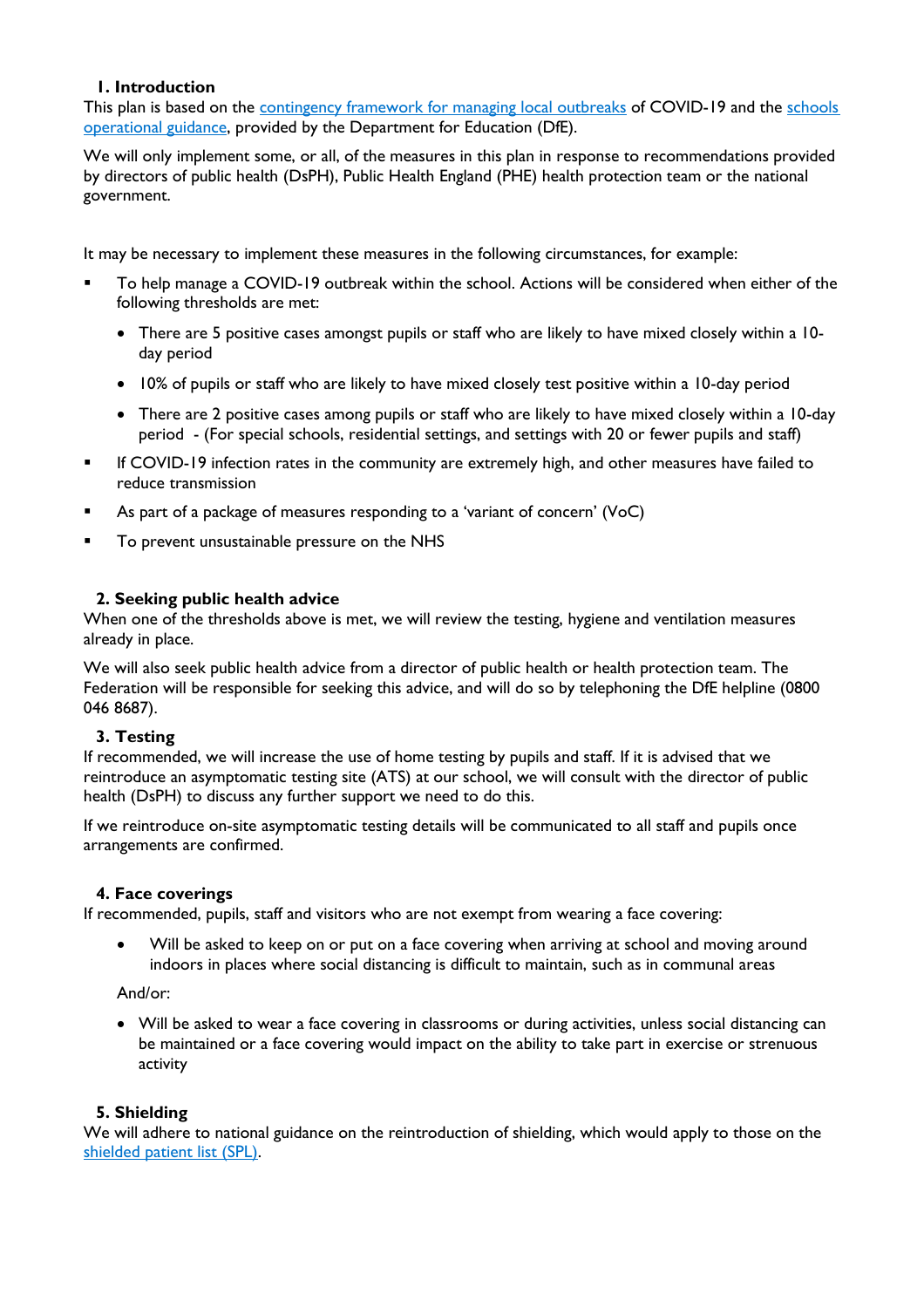## 1. Introduction

This plan is based on the contingency framework for managing local outbreaks of COVID-19 and the schools operational guidance, provided by the Department for Education (DfE).

We will only implement some, or all, of the measures in this plan in response to recommendations provided by directors of public health (DsPH), Public Health England (PHE) health protection team or the national government.

It may be necessary to implement these measures in the following circumstances, for example:

- To help manage a COVID-19 outbreak within the school. Actions will be considered when either of the following thresholds are met:
  - There are 5 positive cases amongst pupils or staff who are likely to have mixed closely within a 10-day period
  - 10% of pupils or staff who are likely to have mixed closely test positive within a 10-day period
  - There are 2 positive cases among pupils or staff who are likely to have mixed closely within a 10-day period - (For special schools, residential settings, and settings with 20 or fewer pupils and staff)
- If COVID-19 infection rates in the community are extremely high, and other measures have failed to reduce transmission
- As part of a package of measures responding to a 'variant of concern' (VoC)
- To prevent unsustainable pressure on the NHS

## 2. Seeking public health advice

When one of the thresholds above is met, we will review the testing, hygiene and ventilation measures already in place.

We will also seek public health advice from a director of public health or health protection team. The Federation will be responsible for seeking this advice, and will do so by telephoning the DfE helpline (0800 046 8687).

## 3. Testing

If recommended, we will increase the use of home testing by pupils and staff. If it is advised that we reintroduce an asymptomatic testing site (ATS) at our school, we will consult with the director of public health (DsPH) to discuss any further support we need to do this.

If we reintroduce on-site asymptomatic testing details will be communicated to all staff and pupils once arrangements are confirmed.

## 4. Face coverings

If recommended, pupils, staff and visitors who are not exempt from wearing a face covering:

- Will be asked to keep on or put on a face covering when arriving at school and moving around indoors in places where social distancing is difficult to maintain, such as in communal areas

And/or:

- Will be asked to wear a face covering in classrooms or during activities, unless social distancing can be maintained or a face covering would impact on the ability to take part in exercise or strenuous activity

## 5. Shielding

We will adhere to national guidance on the reintroduction of shielding, which would apply to those on the shielded patient list (SPL).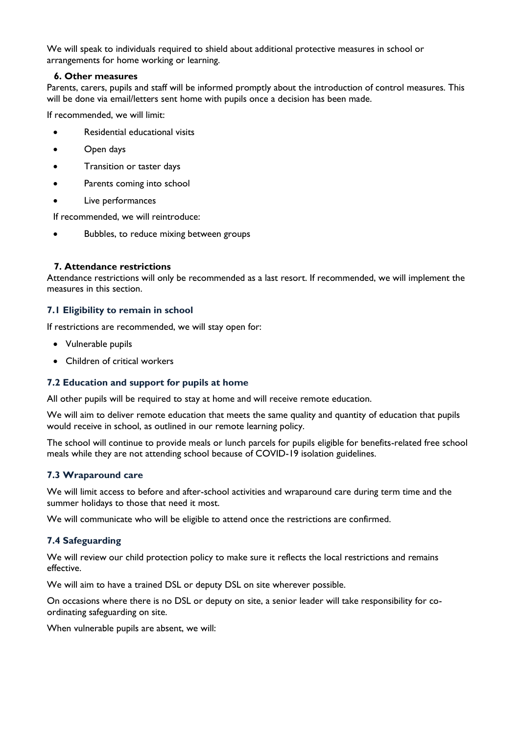We will speak to individuals required to shield about additional protective measures in school or arrangements for home working or learning.

## 6. Other measures

Parents, carers, pupils and staff will be informed promptly about the introduction of control measures. This will be done via email/letters sent home with pupils once a decision has been made.

If recommended, we will limit:

- Residential educational visits
- Open days
- Transition or taster days
- Parents coming into school
- Live performances

If recommended, we will reintroduce:

- Bubbles, to reduce mixing between groups

## 7. Attendance restrictions

Attendance restrictions will only be recommended as a last resort. If recommended, we will implement the measures in this section.

### 7.1 Eligibility to remain in school

If restrictions are recommended, we will stay open for:

- Vulnerable pupils
- Children of critical workers

### 7.2 Education and support for pupils at home

All other pupils will be required to stay at home and will receive remote education.

We will aim to deliver remote education that meets the same quality and quantity of education that pupils would receive in school, as outlined in our remote learning policy.

The school will continue to provide meals or lunch parcels for pupils eligible for benefits-related free school meals while they are not attending school because of COVID-19 isolation guidelines.

### 7.3 Wraparound care

We will limit access to before and after-school activities and wraparound care during term time and the summer holidays to those that need it most.

We will communicate who will be eligible to attend once the restrictions are confirmed.

### 7.4 Safeguarding

We will review our child protection policy to make sure it reflects the local restrictions and remains effective.

We will aim to have a trained DSL or deputy DSL on site wherever possible.

On occasions where there is no DSL or deputy on site, a senior leader will take responsibility for co-ordinating safeguarding on site.

When vulnerable pupils are absent, we will: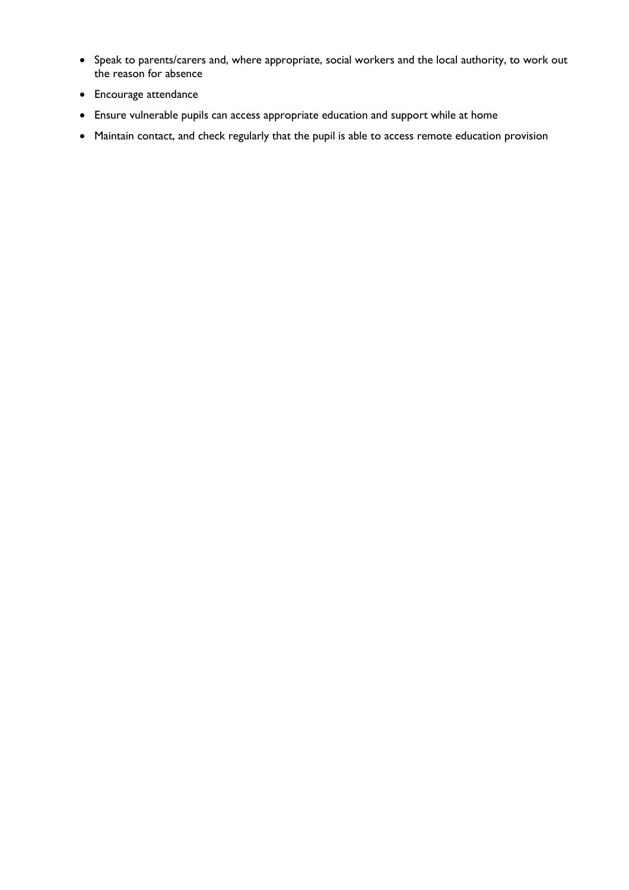- Speak to parents/carers and, where appropriate, social workers and the local authority, to work out the reason for absence
- Encourage attendance
- Ensure vulnerable pupils can access appropriate education and support while at home
- Maintain contact, and check regularly that the pupil is able to access remote education provision